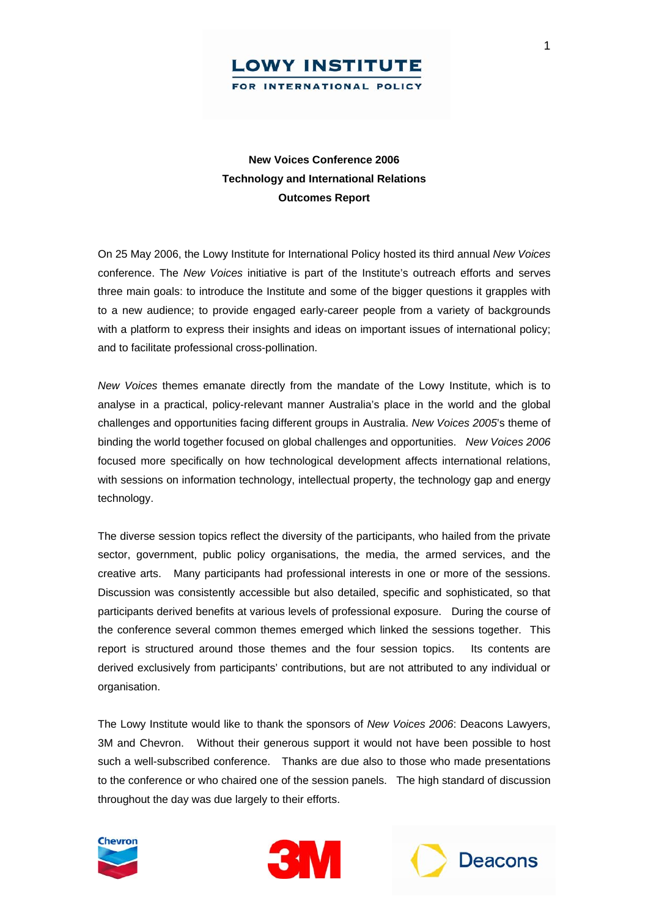**LOWY INSTITUTE**
**FOR INTERNATIONAL POLICY**

# New Voices Conference 2006
## Technology and International Relations
## Outcomes Report

On 25 May 2006, the Lowy Institute for International Policy hosted its third annual *New Voices* conference. The *New Voices* initiative is part of the Institute's outreach efforts and serves three main goals: to introduce the Institute and some of the bigger questions it grapples with to a new audience; to provide engaged early-career people from a variety of backgrounds with a platform to express their insights and ideas on important issues of international policy; and to facilitate professional cross-pollination.

*New Voices* themes emanate directly from the mandate of the Lowy Institute, which is to analyse in a practical, policy-relevant manner Australia's place in the world and the global challenges and opportunities facing different groups in Australia. *New Voices 2005*'s theme of binding the world together focused on global challenges and opportunities. *New Voices 2006* focused more specifically on how technological development affects international relations, with sessions on information technology, intellectual property, the technology gap and energy technology.

The diverse session topics reflect the diversity of the participants, who hailed from the private sector, government, public policy organisations, the media, the armed services, and the creative arts. Many participants had professional interests in one or more of the sessions. Discussion was consistently accessible but also detailed, specific and sophisticated, so that participants derived benefits at various levels of professional exposure. During the course of the conference several common themes emerged which linked the sessions together. This report is structured around those themes and the four session topics. Its contents are derived exclusively from participants' contributions, but are not attributed to any individual or organisation.

The Lowy Institute would like to thank the sponsors of *New Voices 2006*: Deacons Lawyers, 3M and Chevron. Without their generous support it would not have been possible to host such a well-subscribed conference. Thanks are due also to those who made presentations to the conference or who chaired one of the session panels. The high standard of discussion throughout the day was due largely to their efforts.

Chevron | 3M | Deacons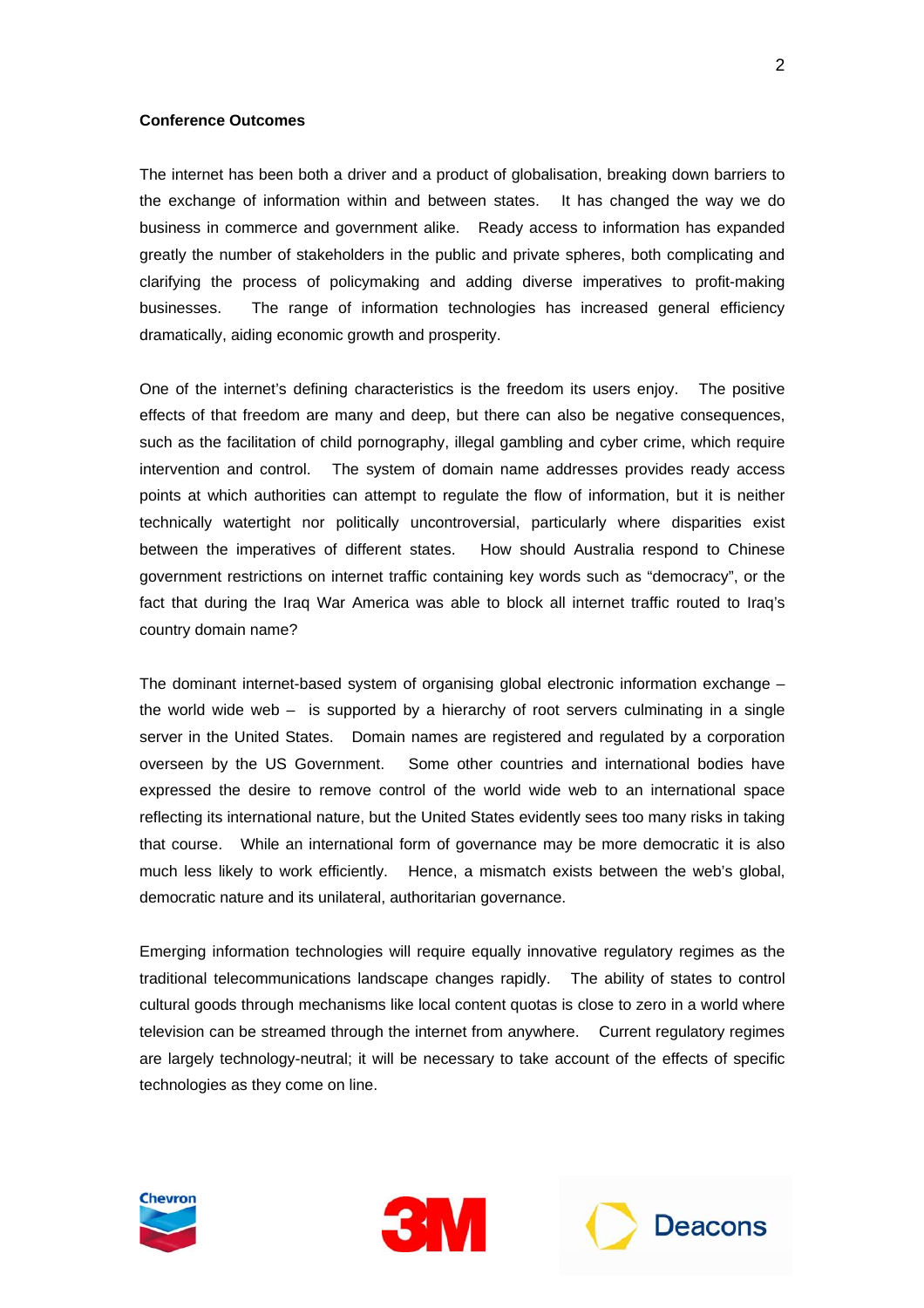**Conference Outcomes**

The internet has been both a driver and a product of globalisation, breaking down barriers to the exchange of information within and between states. It has changed the way we do business in commerce and government alike. Ready access to information has expanded greatly the number of stakeholders in the public and private spheres, both complicating and clarifying the process of policymaking and adding diverse imperatives to profit-making businesses. The range of information technologies has increased general efficiency dramatically, aiding economic growth and prosperity.

One of the internet's defining characteristics is the freedom its users enjoy. The positive effects of that freedom are many and deep, but there can also be negative consequences, such as the facilitation of child pornography, illegal gambling and cyber crime, which require intervention and control. The system of domain name addresses provides ready access points at which authorities can attempt to regulate the flow of information, but it is neither technically watertight nor politically uncontroversial, particularly where disparities exist between the imperatives of different states. How should Australia respond to Chinese government restrictions on internet traffic containing key words such as "democracy", or the fact that during the Iraq War America was able to block all internet traffic routed to Iraq's country domain name?

The dominant internet-based system of organising global electronic information exchange – the world wide web – is supported by a hierarchy of root servers culminating in a single server in the United States. Domain names are registered and regulated by a corporation overseen by the US Government. Some other countries and international bodies have expressed the desire to remove control of the world wide web to an international space reflecting its international nature, but the United States evidently sees too many risks in taking that course. While an international form of governance may be more democratic it is also much less likely to work efficiently. Hence, a mismatch exists between the web's global, democratic nature and its unilateral, authoritarian governance.

Emerging information technologies will require equally innovative regulatory regimes as the traditional telecommunications landscape changes rapidly. The ability of states to control cultural goods through mechanisms like local content quotas is close to zero in a world where television can be streamed through the internet from anywhere. Current regulatory regimes are largely technology-neutral; it will be necessary to take account of the effects of specific technologies as they come on line.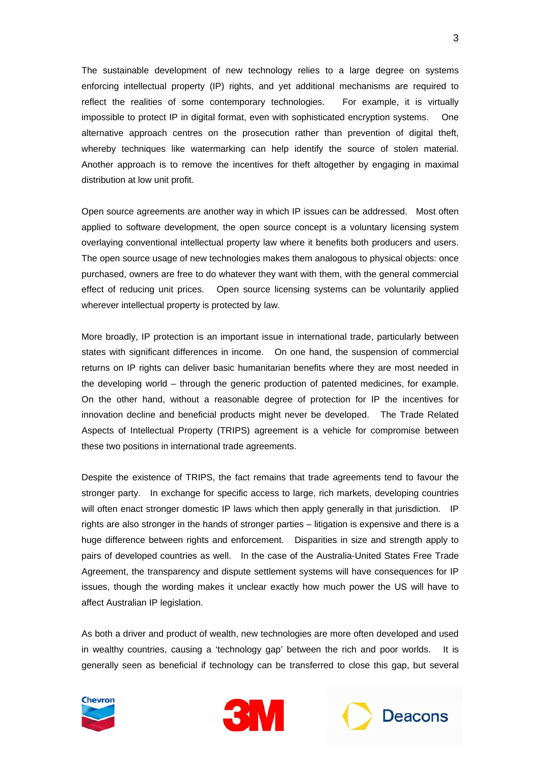The sustainable development of new technology relies to a large degree on systems enforcing intellectual property (IP) rights, and yet additional mechanisms are required to reflect the realities of some contemporary technologies. For example, it is virtually impossible to protect IP in digital format, even with sophisticated encryption systems. One alternative approach centres on the prosecution rather than prevention of digital theft, whereby techniques like watermarking can help identify the source of stolen material. Another approach is to remove the incentives for theft altogether by engaging in maximal distribution at low unit profit.

Open source agreements are another way in which IP issues can be addressed. Most often applied to software development, the open source concept is a voluntary licensing system overlaying conventional intellectual property law where it benefits both producers and users. The open source usage of new technologies makes them analogous to physical objects: once purchased, owners are free to do whatever they want with them, with the general commercial effect of reducing unit prices. Open source licensing systems can be voluntarily applied wherever intellectual property is protected by law.

More broadly, IP protection is an important issue in international trade, particularly between states with significant differences in income. On one hand, the suspension of commercial returns on IP rights can deliver basic humanitarian benefits where they are most needed in the developing world – through the generic production of patented medicines, for example. On the other hand, without a reasonable degree of protection for IP the incentives for innovation decline and beneficial products might never be developed. The Trade Related Aspects of Intellectual Property (TRIPS) agreement is a vehicle for compromise between these two positions in international trade agreements.

Despite the existence of TRIPS, the fact remains that trade agreements tend to favour the stronger party. In exchange for specific access to large, rich markets, developing countries will often enact stronger domestic IP laws which then apply generally in that jurisdiction. IP rights are also stronger in the hands of stronger parties – litigation is expensive and there is a huge difference between rights and enforcement. Disparities in size and strength apply to pairs of developed countries as well. In the case of the Australia-United States Free Trade Agreement, the transparency and dispute settlement systems will have consequences for IP issues, though the wording makes it unclear exactly how much power the US will have to affect Australian IP legislation.

As both a driver and product of wealth, new technologies are more often developed and used in wealthy countries, causing a 'technology gap' between the rich and poor worlds. It is generally seen as beneficial if technology can be transferred to close this gap, but several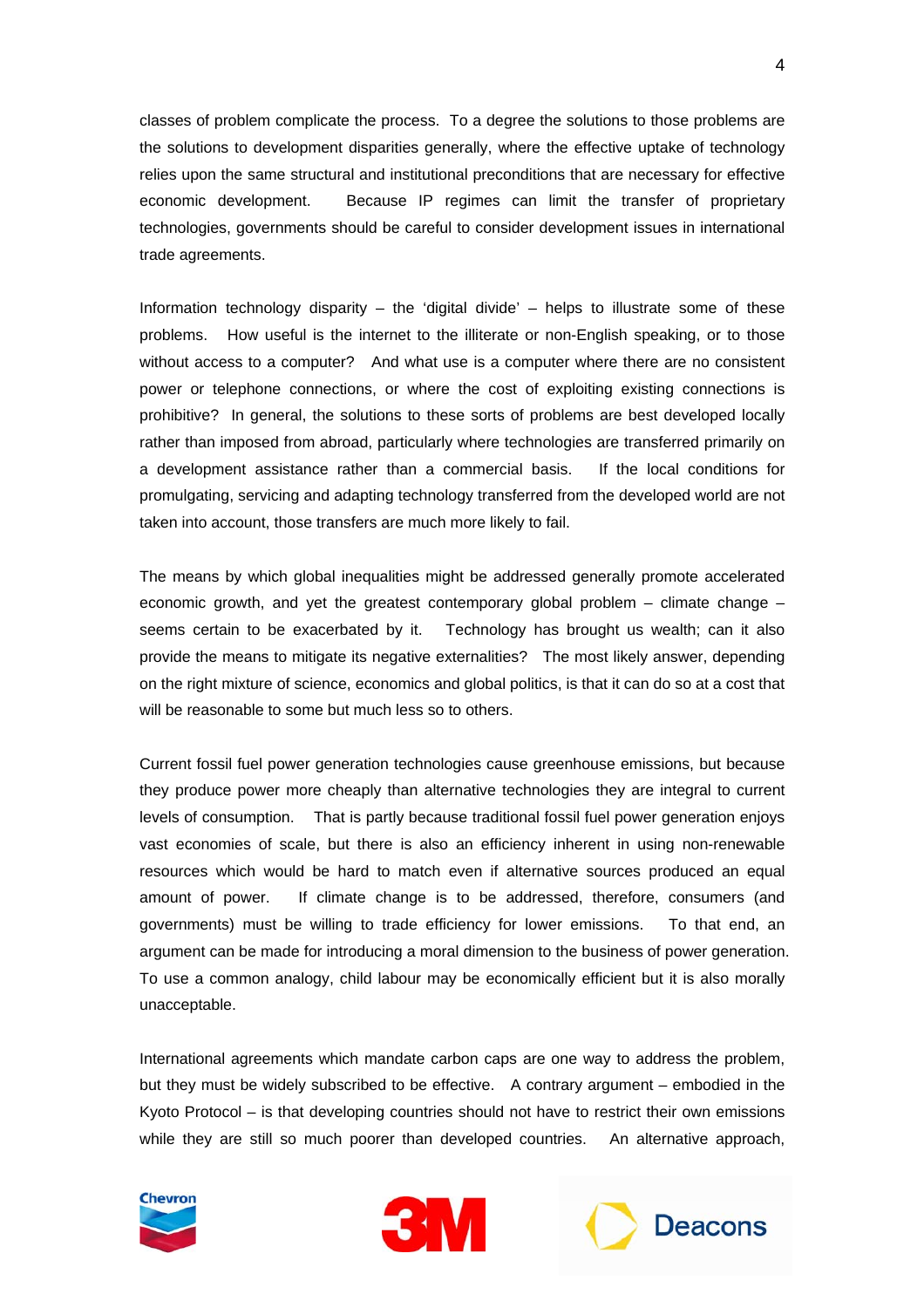classes of problem complicate the process. To a degree the solutions to those problems are the solutions to development disparities generally, where the effective uptake of technology relies upon the same structural and institutional preconditions that are necessary for effective economic development. Because IP regimes can limit the transfer of proprietary technologies, governments should be careful to consider development issues in international trade agreements.

Information technology disparity – the 'digital divide' – helps to illustrate some of these problems. How useful is the internet to the illiterate or non-English speaking, or to those without access to a computer? And what use is a computer where there are no consistent power or telephone connections, or where the cost of exploiting existing connections is prohibitive? In general, the solutions to these sorts of problems are best developed locally rather than imposed from abroad, particularly where technologies are transferred primarily on a development assistance rather than a commercial basis. If the local conditions for promulgating, servicing and adapting technology transferred from the developed world are not taken into account, those transfers are much more likely to fail.

The means by which global inequalities might be addressed generally promote accelerated economic growth, and yet the greatest contemporary global problem – climate change – seems certain to be exacerbated by it. Technology has brought us wealth; can it also provide the means to mitigate its negative externalities? The most likely answer, depending on the right mixture of science, economics and global politics, is that it can do so at a cost that will be reasonable to some but much less so to others.

Current fossil fuel power generation technologies cause greenhouse emissions, but because they produce power more cheaply than alternative technologies they are integral to current levels of consumption. That is partly because traditional fossil fuel power generation enjoys vast economies of scale, but there is also an efficiency inherent in using non-renewable resources which would be hard to match even if alternative sources produced an equal amount of power. If climate change is to be addressed, therefore, consumers (and governments) must be willing to trade efficiency for lower emissions. To that end, an argument can be made for introducing a moral dimension to the business of power generation. To use a common analogy, child labour may be economically efficient but it is also morally unacceptable.

International agreements which mandate carbon caps are one way to address the problem, but they must be widely subscribed to be effective. A contrary argument – embodied in the Kyoto Protocol – is that developing countries should not have to restrict their own emissions while they are still so much poorer than developed countries. An alternative approach,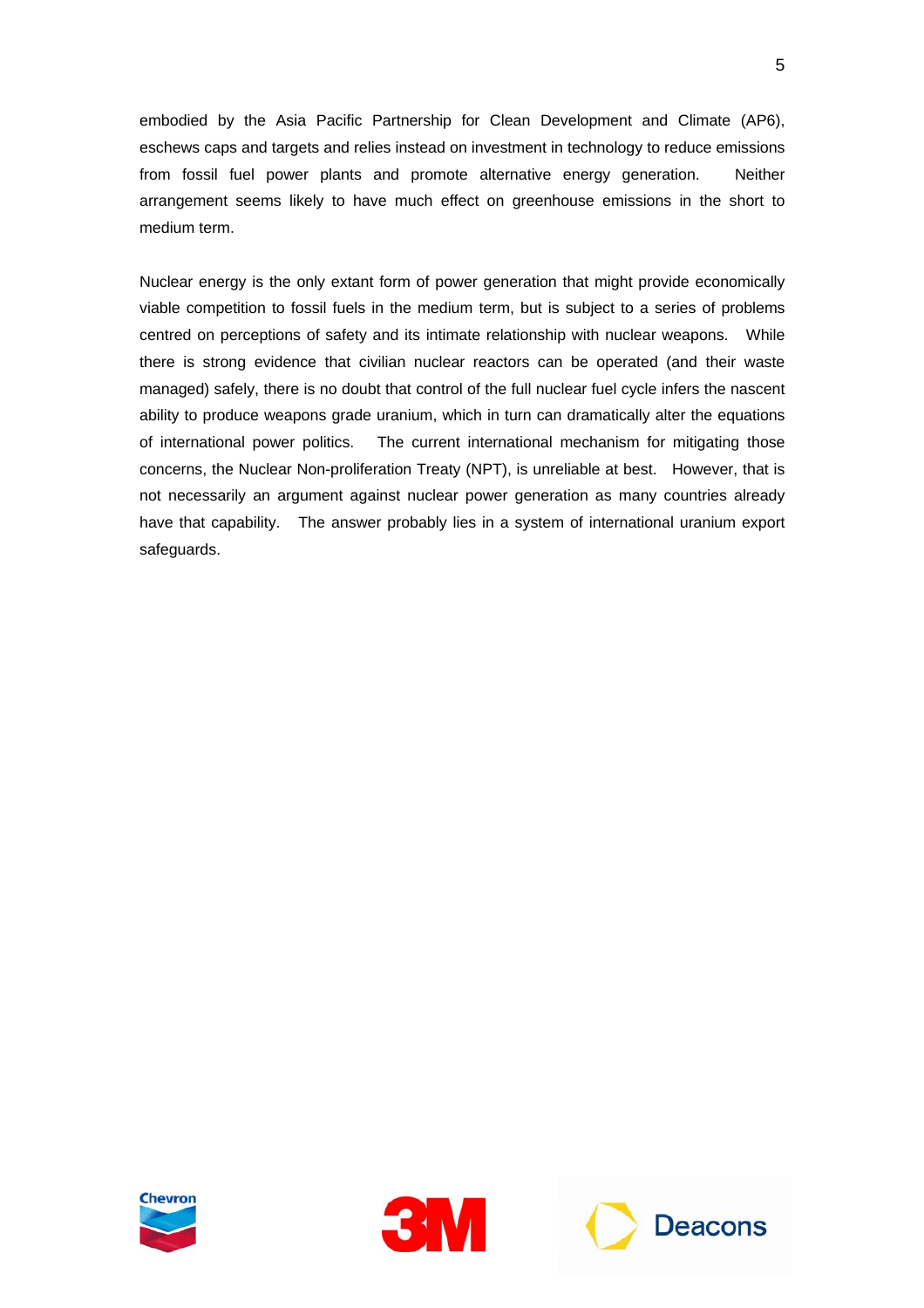embodied by the Asia Pacific Partnership for Clean Development and Climate (AP6), eschews caps and targets and relies instead on investment in technology to reduce emissions from fossil fuel power plants and promote alternative energy generation. Neither arrangement seems likely to have much effect on greenhouse emissions in the short to medium term.

Nuclear energy is the only extant form of power generation that might provide economically viable competition to fossil fuels in the medium term, but is subject to a series of problems centred on perceptions of safety and its intimate relationship with nuclear weapons. While there is strong evidence that civilian nuclear reactors can be operated (and their waste managed) safely, there is no doubt that control of the full nuclear fuel cycle infers the nascent ability to produce weapons grade uranium, which in turn can dramatically alter the equations of international power politics. The current international mechanism for mitigating those concerns, the Nuclear Non-proliferation Treaty (NPT), is unreliable at best. However, that is not necessarily an argument against nuclear power generation as many countries already have that capability. The answer probably lies in a system of international uranium export safeguards.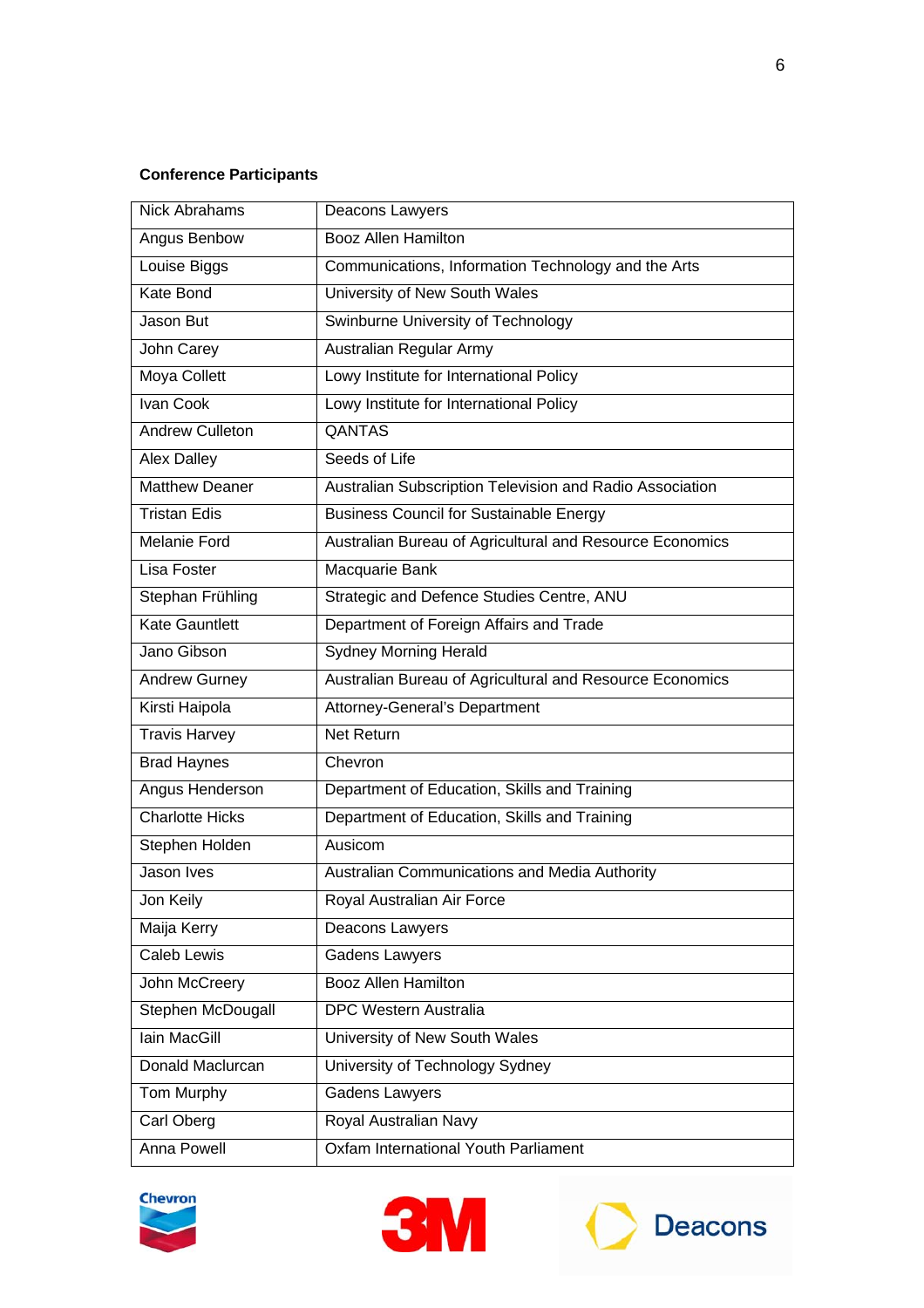**Conference Participants**

| | |
|---|---|
| Nick Abrahams | Deacons Lawyers |
| Angus Benbow | Booz Allen Hamilton |
| Louise Biggs | Communications, Information Technology and the Arts |
| Kate Bond | University of New South Wales |
| Jason But | Swinburne University of Technology |
| John Carey | Australian Regular Army |
| Moya Collett | Lowy Institute for International Policy |
| Ivan Cook | Lowy Institute for International Policy |
| Andrew Culleton | QANTAS |
| Alex Dalley | Seeds of Life |
| Matthew Deaner | Australian Subscription Television and Radio Association |
| Tristan Edis | Business Council for Sustainable Energy |
| Melanie Ford | Australian Bureau of Agricultural and Resource Economics |
| Lisa Foster | Macquarie Bank |
| Stephan Frühling | Strategic and Defence Studies Centre, ANU |
| Kate Gauntlett | Department of Foreign Affairs and Trade |
| Jano Gibson | Sydney Morning Herald |
| Andrew Gurney | Australian Bureau of Agricultural and Resource Economics |
| Kirsti Haipola | Attorney-General's Department |
| Travis Harvey | Net Return |
| Brad Haynes | Chevron |
| Angus Henderson | Department of Education, Skills and Training |
| Charlotte Hicks | Department of Education, Skills and Training |
| Stephen Holden | Ausicom |
| Jason Ives | Australian Communications and Media Authority |
| Jon Keily | Royal Australian Air Force |
| Maija Kerry | Deacons Lawyers |
| Caleb Lewis | Gadens Lawyers |
| John McCreery | Booz Allen Hamilton |
| Stephen McDougall | DPC Western Australia |
| Iain MacGill | University of New South Wales |
| Donald Maclurcan | University of Technology Sydney |
| Tom Murphy | Gadens Lawyers |
| Carl Oberg | Royal Australian Navy |
| Anna Powell | Oxfam International Youth Parliament |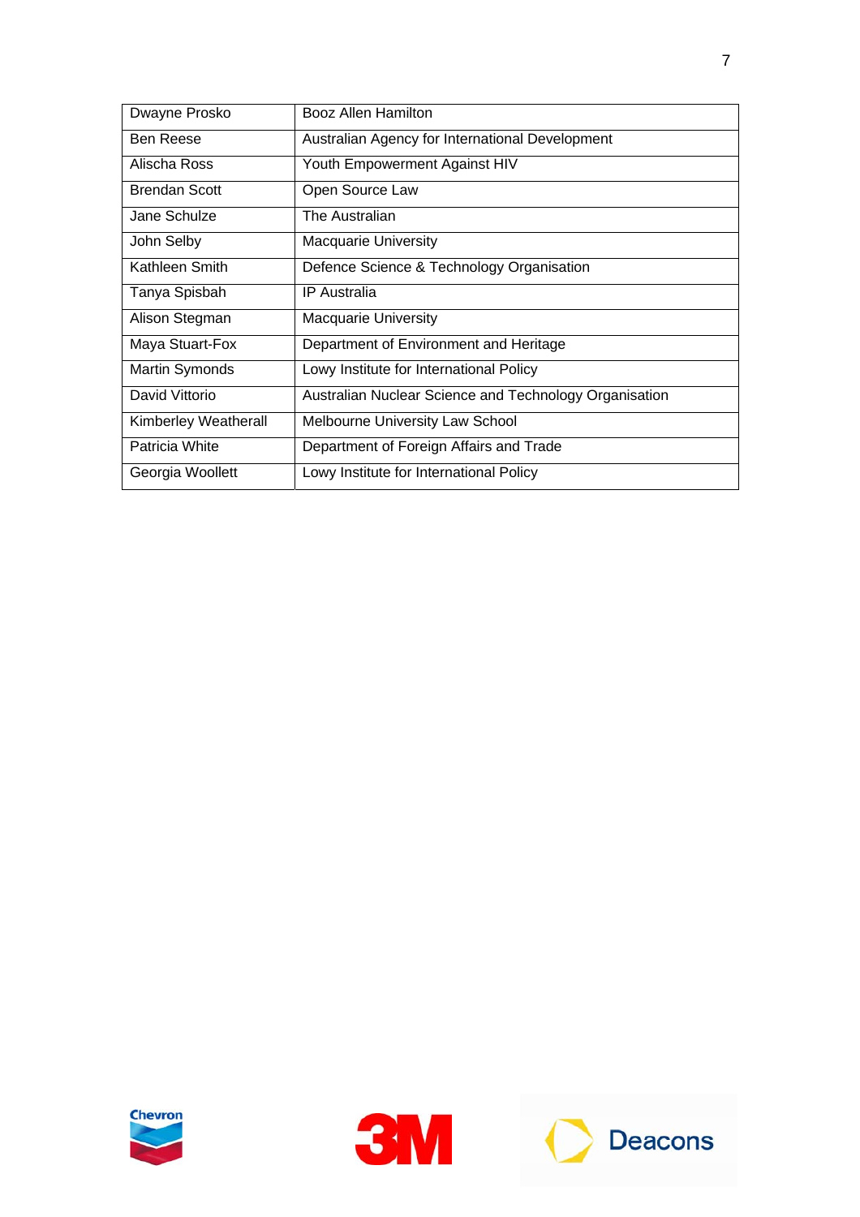| | |
|---|---|
| Dwayne Prosko | Booz Allen Hamilton |
| Ben Reese | Australian Agency for International Development |
| Alischa Ross | Youth Empowerment Against HIV |
| Brendan Scott | Open Source Law |
| Jane Schulze | The Australian |
| John Selby | Macquarie University |
| Kathleen Smith | Defence Science & Technology Organisation |
| Tanya Spisbah | IP Australia |
| Alison Stegman | Macquarie University |
| Maya Stuart-Fox | Department of Environment and Heritage |
| Martin Symonds | Lowy Institute for International Policy |
| David Vittorio | Australian Nuclear Science and Technology Organisation |
| Kimberley Weatherall | Melbourne University Law School |
| Patricia White | Department of Foreign Affairs and Trade |
| Georgia Woollett | Lowy Institute for International Policy |

Chevron

3M

Deacons